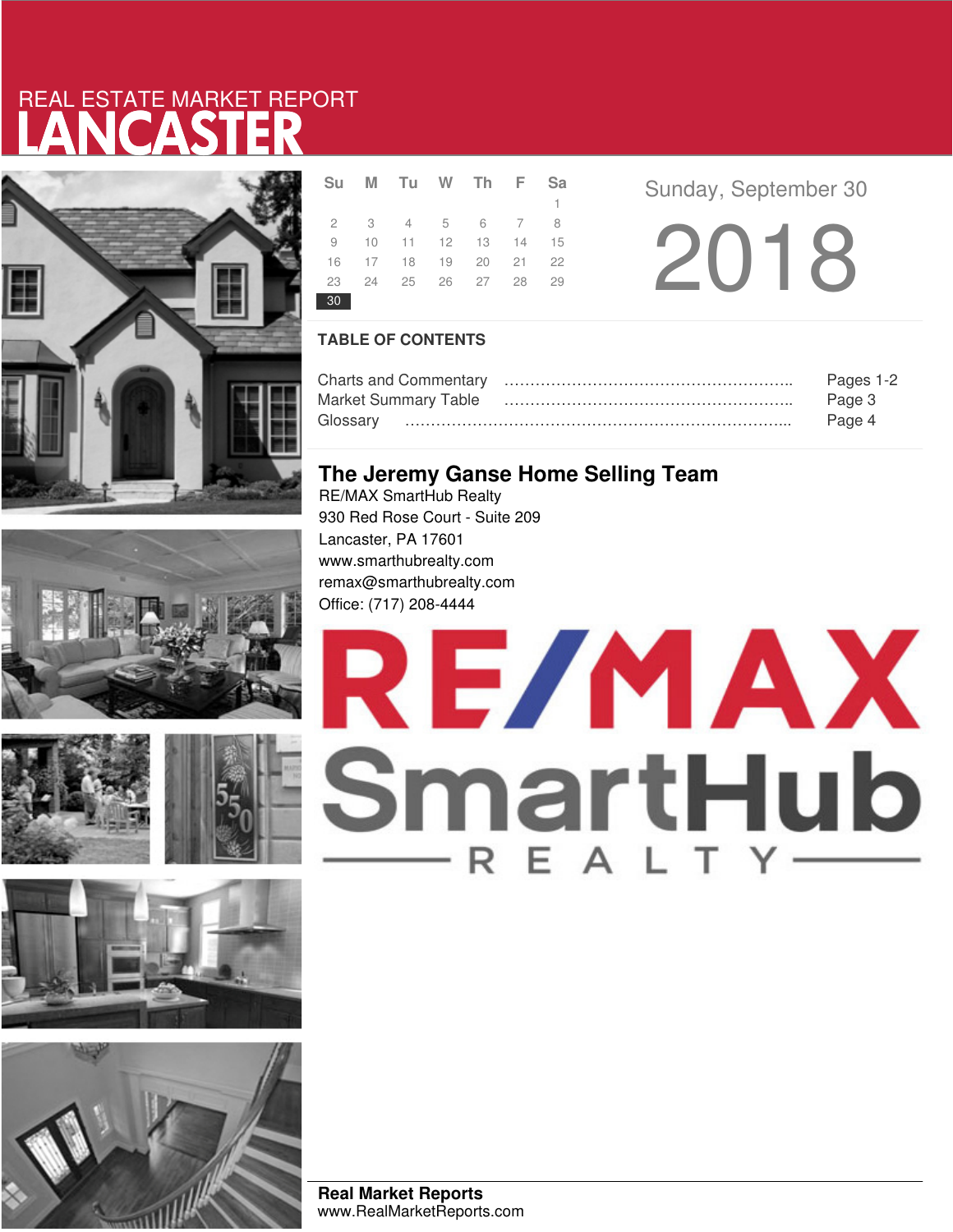REAL ESTATE MARKET REPORT

# LANCASTER

| Su | M | Tu | W | Th | F | Sa |
|---|---|---|---|---|---|---|
| | | | | | | 1 |
| 2 | 3 | 4 | 5 | 6 | 7 | 8 |
| 9 | 10 | 11 | 12 | 13 | 14 | 15 |
| 16 | 17 | 18 | 19 | 20 | 21 | 22 |
| 23 | 24 | 25 | 26 | 27 | 28 | 29 |
| 30 | | | | | | |

Sunday, September 30

2018

## TABLE OF CONTENTS

| | |
|---|---|
| Charts and Commentary | Pages 1-2 |
| Market Summary Table | Page 3 |
| Glossary | Page 4 |

## The Jeremy Ganse Home Selling Team

RE/MAX SmartHub Realty
930 Red Rose Court - Suite 209
Lancaster, PA 17601
www.smarthubrealty.com
remax@smarthubrealty.com
Office: (717) 208-4444

RE/MAX SmartHub REALTY

**Real Market Reports**
www.RealMarketReports.com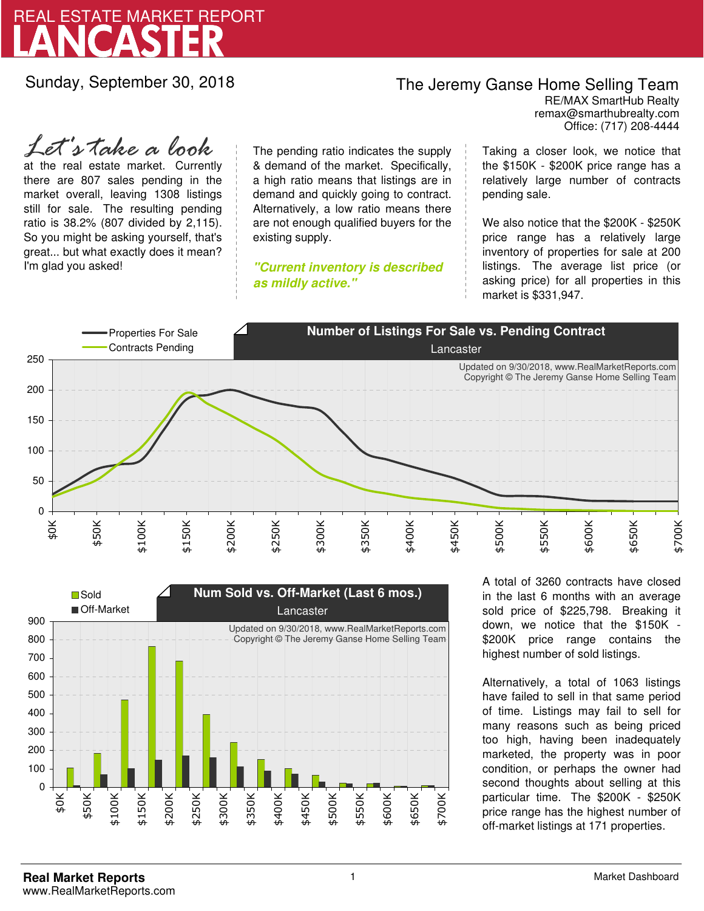# REAL ESTATE MARKET REPORT
# LANCASTER

Sunday, September 30, 2018

**The Jeremy Ganse Home Selling Team**
RE/MAX SmartHub Realty
remax@smarthubrealty.com
Office: (717) 208-4444

*Let's take a look* at the real estate market. Currently there are 807 sales pending in the market overall, leaving 1308 listings still for sale. The resulting pending ratio is 38.2% (807 divided by 2,115). So you might be asking yourself, that's great... but what exactly does it mean? I'm glad you asked!

The pending ratio indicates the supply & demand of the market. Specifically, a high ratio means that listings are in demand and quickly going to contract. Alternatively, a low ratio means there are not enough qualified buyers for the existing supply.

***"Current inventory is described as mildly active."***

Taking a closer look, we notice that the $150K - $200K price range has a relatively large number of contracts pending sale.

We also notice that the $200K - $250K price range has a relatively large inventory of properties for sale at 200 listings. The average list price (or asking price) for all properties in this market is $331,947.

**Number of Listings For Sale vs. Pending Contract**
Lancaster

Properties For Sale / Contracts Pending

Updated on 9/30/2018, www.RealMarketReports.com
Copyright © The Jeremy Ganse Home Selling Team

**Num Sold vs. Off-Market (Last 6 mos.)**
Lancaster

Sold / Off-Market

Updated on 9/30/2018, www.RealMarketReports.com
Copyright © The Jeremy Ganse Home Selling Team

A total of 3260 contracts have closed in the last 6 months with an average sold price of $225,798. Breaking it down, we notice that the $150K - $200K price range contains the highest number of sold listings.

Alternatively, a total of 1063 listings have failed to sell in that same period of time. Listings may fail to sell for many reasons such as being priced too high, having been inadequately marketed, the property was in poor condition, or perhaps the owner had second thoughts about selling at this particular time. The $200K - $250K price range has the highest number of off-market listings at 171 properties.

**Real Market Reports**
www.RealMarketReports.com

Market Dashboard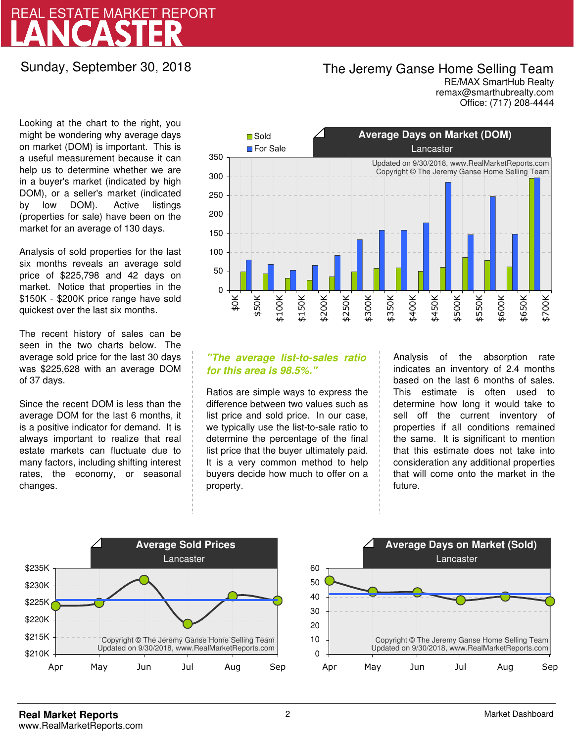# REAL ESTATE MARKET REPORT
# LANCASTER

Sunday, September 30, 2018

**The Jeremy Ganse Home Selling Team**
RE/MAX SmartHub Realty
remax@smarthubrealty.com
Office: (717) 208-4444

Looking at the chart to the right, you might be wondering why average days on market (DOM) is important. This is a useful measurement because it can help us to determine whether we are in a buyer's market (indicated by high DOM), or a seller's market (indicated by low DOM). Active listings (properties for sale) have been on the market for an average of 130 days.

Analysis of sold properties for the last six months reveals an average sold price of $225,798 and 42 days on market. Notice that properties in the $150K - $200K price range have sold quickest over the last six months.

The recent history of sales can be seen in the two charts below. The average sold price for the last 30 days was $225,628 with an average DOM of 37 days.

Since the recent DOM is less than the average DOM for the last 6 months, it is a positive indicator for demand. It is always important to realize that real estate markets can fluctuate due to many factors, including shifting interest rates, the economy, or seasonal changes.

***"The average list-to-sales ratio for this area is 98.5%."***

Ratios are simple ways to express the difference between two values such as list price and sold price. In our case, we typically use the list-to-sale ratio to determine the percentage of the final list price that the buyer ultimately paid. It is a very common method to help buyers decide how much to offer on a property.

Analysis of the absorption rate indicates an inventory of 2.4 months based on the last 6 months of sales. This estimate is often used to determine how long it would take to sell off the current inventory of properties if all conditions remained the same. It is significant to mention that this estimate does not take into consideration any additional properties that will come onto the market in the future.

**Average Days on Market (DOM)** – Lancaster
Updated on 9/30/2018, www.RealMarketReports.com
Copyright © The Jeremy Ganse Home Selling Team

**Average Sold Prices** – Lancaster
Copyright © The Jeremy Ganse Home Selling Team
Updated on 9/30/2018, www.RealMarketReports.com

**Average Days on Market (Sold)** – Lancaster
Copyright © The Jeremy Ganse Home Selling Team
Updated on 9/30/2018, www.RealMarketReports.com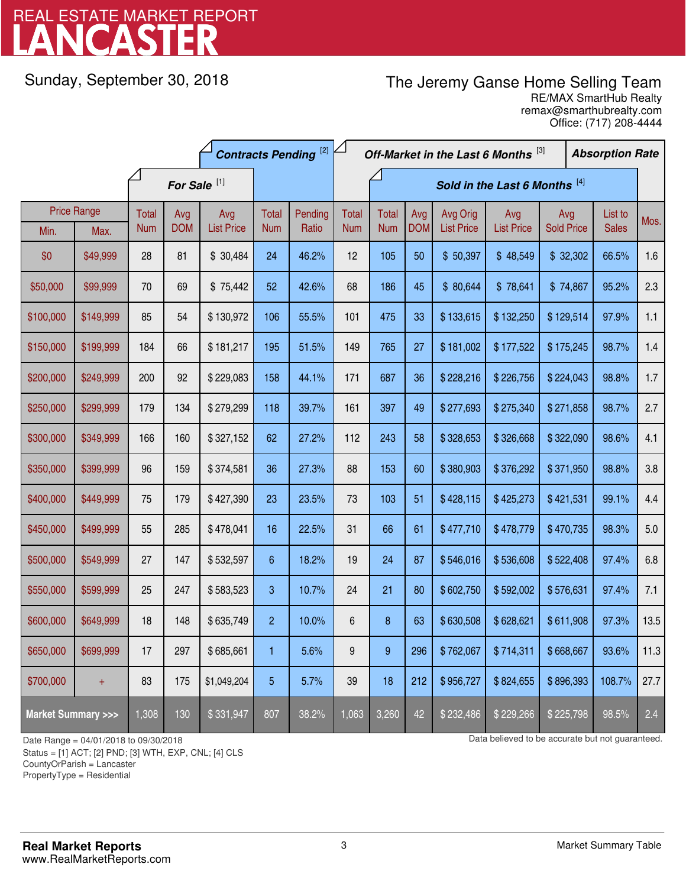# REAL ESTATE MARKET REPORT
# LANCASTER

Sunday, September 30, 2018

The Jeremy Ganse Home Selling Team
RE/MAX SmartHub Realty
remax@smarthubrealty.com
Office: (717) 208-4444

| Price Range | | For Sale [1] | | | Contracts Pending [2] | | Off-Market in the Last 6 Months [3] | Sold in the Last 6 Months [4] | | | | | | Absorption Rate |
|---|---|---|---|---|---|---|---|---|---|---|---|---|---|---|
| Min. | Max. | Total Num | Avg DOM | Avg List Price | Total Num | Pending Ratio | Total Num | Total Num | Avg DOM | Avg Orig List Price | Avg List Price | Avg Sold Price | List to Sales | Mos. |
| $0 | $49,999 | 28 | 81 | $ 30,484 | 24 | 46.2% | 12 | 105 | 50 | $ 50,397 | $ 48,549 | $ 32,302 | 66.5% | 1.6 |
| $50,000 | $99,999 | 70 | 69 | $ 75,442 | 52 | 42.6% | 68 | 186 | 45 | $ 80,644 | $ 78,641 | $ 74,867 | 95.2% | 2.3 |
| $100,000 | $149,999 | 85 | 54 | $ 130,972 | 106 | 55.5% | 101 | 475 | 33 | $ 133,615 | $ 132,250 | $ 129,514 | 97.9% | 1.1 |
| $150,000 | $199,999 | 184 | 66 | $ 181,217 | 195 | 51.5% | 149 | 765 | 27 | $ 181,002 | $ 177,522 | $ 175,245 | 98.7% | 1.4 |
| $200,000 | $249,999 | 200 | 92 | $ 229,083 | 158 | 44.1% | 171 | 687 | 36 | $ 228,216 | $ 226,756 | $ 224,043 | 98.8% | 1.7 |
| $250,000 | $299,999 | 179 | 134 | $ 279,299 | 118 | 39.7% | 161 | 397 | 49 | $ 277,693 | $ 275,340 | $ 271,858 | 98.7% | 2.7 |
| $300,000 | $349,999 | 166 | 160 | $ 327,152 | 62 | 27.2% | 112 | 243 | 58 | $ 328,653 | $ 326,668 | $ 322,090 | 98.6% | 4.1 |
| $350,000 | $399,999 | 96 | 159 | $ 374,581 | 36 | 27.3% | 88 | 153 | 60 | $ 380,903 | $ 376,292 | $ 371,950 | 98.8% | 3.8 |
| $400,000 | $449,999 | 75 | 179 | $ 427,390 | 23 | 23.5% | 73 | 103 | 51 | $ 428,115 | $ 425,273 | $ 421,531 | 99.1% | 4.4 |
| $450,000 | $499,999 | 55 | 285 | $ 478,041 | 16 | 22.5% | 31 | 66 | 61 | $ 477,710 | $ 478,779 | $ 470,735 | 98.3% | 5.0 |
| $500,000 | $549,999 | 27 | 147 | $ 532,597 | 6 | 18.2% | 19 | 24 | 87 | $ 546,016 | $ 536,608 | $ 522,408 | 97.4% | 6.8 |
| $550,000 | $599,999 | 25 | 247 | $ 583,523 | 3 | 10.7% | 24 | 21 | 80 | $ 602,750 | $ 592,002 | $ 576,631 | 97.4% | 7.1 |
| $600,000 | $649,999 | 18 | 148 | $ 635,749 | 2 | 10.0% | 6 | 8 | 63 | $ 630,508 | $ 628,621 | $ 611,908 | 97.3% | 13.5 |
| $650,000 | $699,999 | 17 | 297 | $ 685,661 | 1 | 5.6% | 9 | 9 | 296 | $ 762,067 | $ 714,311 | $ 668,667 | 93.6% | 11.3 |
| $700,000 | + | 83 | 175 | $1,049,204 | 5 | 5.7% | 39 | 18 | 212 | $ 956,727 | $ 824,655 | $ 896,393 | 108.7% | 27.7 |
| **Market Summary >>>** | | 1,308 | 130 | $ 331,947 | 807 | 38.2% | 1,063 | 3,260 | 42 | $ 232,486 | $ 229,266 | $ 225,798 | 98.5% | 2.4 |

Date Range = 04/01/2018 to 09/30/2018
Status = [1] ACT; [2] PND; [3] WTH, EXP, CNL; [4] CLS
CountyOrParish = Lancaster
PropertyType = Residential

Data believed to be accurate but not guaranteed.

**Real Market Reports**
www.RealMarketReports.com

Market Summary Table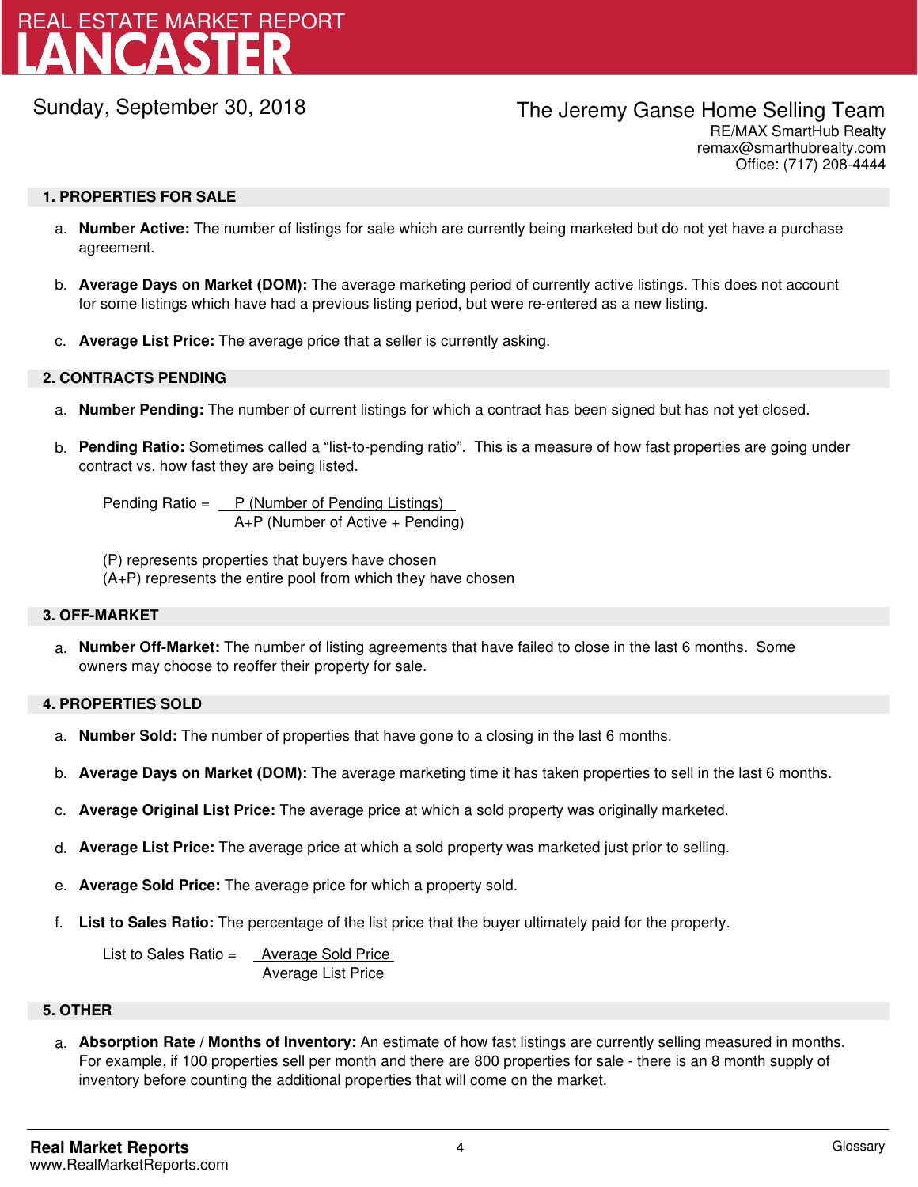# LANCASTER

REAL ESTATE MARKET REPORT

Sunday, September 30, 2018

The Jeremy Ganse Home Selling Team
RE/MAX SmartHub Realty
remax@smarthubrealty.com
Office: (717) 208-4444

## 1. PROPERTIES FOR SALE

a. **Number Active:** The number of listings for sale which are currently being marketed but do not yet have a purchase agreement.

b. **Average Days on Market (DOM):** The average marketing period of currently active listings. This does not account for some listings which have had a previous listing period, but were re-entered as a new listing.

c. **Average List Price:** The average price that a seller is currently asking.

## 2. CONTRACTS PENDING

a. **Number Pending:** The number of current listings for which a contract has been signed but has not yet closed.

b. **Pending Ratio:** Sometimes called a "list-to-pending ratio". This is a measure of how fast properties are going under contract vs. how fast they are being listed.

$$\text{Pending Ratio} = \frac{\text{P (Number of Pending Listings)}}{\text{A+P (Number of Active + Pending)}}$$

(P) represents properties that buyers have chosen
(A+P) represents the entire pool from which they have chosen

## 3. OFF-MARKET

a. **Number Off-Market:** The number of listing agreements that have failed to close in the last 6 months. Some owners may choose to reoffer their property for sale.

## 4. PROPERTIES SOLD

a. **Number Sold:** The number of properties that have gone to a closing in the last 6 months.

b. **Average Days on Market (DOM):** The average marketing time it has taken properties to sell in the last 6 months.

c. **Average Original List Price:** The average price at which a sold property was originally marketed.

d. **Average List Price:** The average price at which a sold property was marketed just prior to selling.

e. **Average Sold Price:** The average price for which a property sold.

f. **List to Sales Ratio:** The percentage of the list price that the buyer ultimately paid for the property.

$$\text{List to Sales Ratio} = \frac{\text{Average Sold Price}}{\text{Average List Price}}$$

## 5. OTHER

a. **Absorption Rate / Months of Inventory:** An estimate of how fast listings are currently selling measured in months. For example, if 100 properties sell per month and there are 800 properties for sale - there is an 8 month supply of inventory before counting the additional properties that will come on the market.